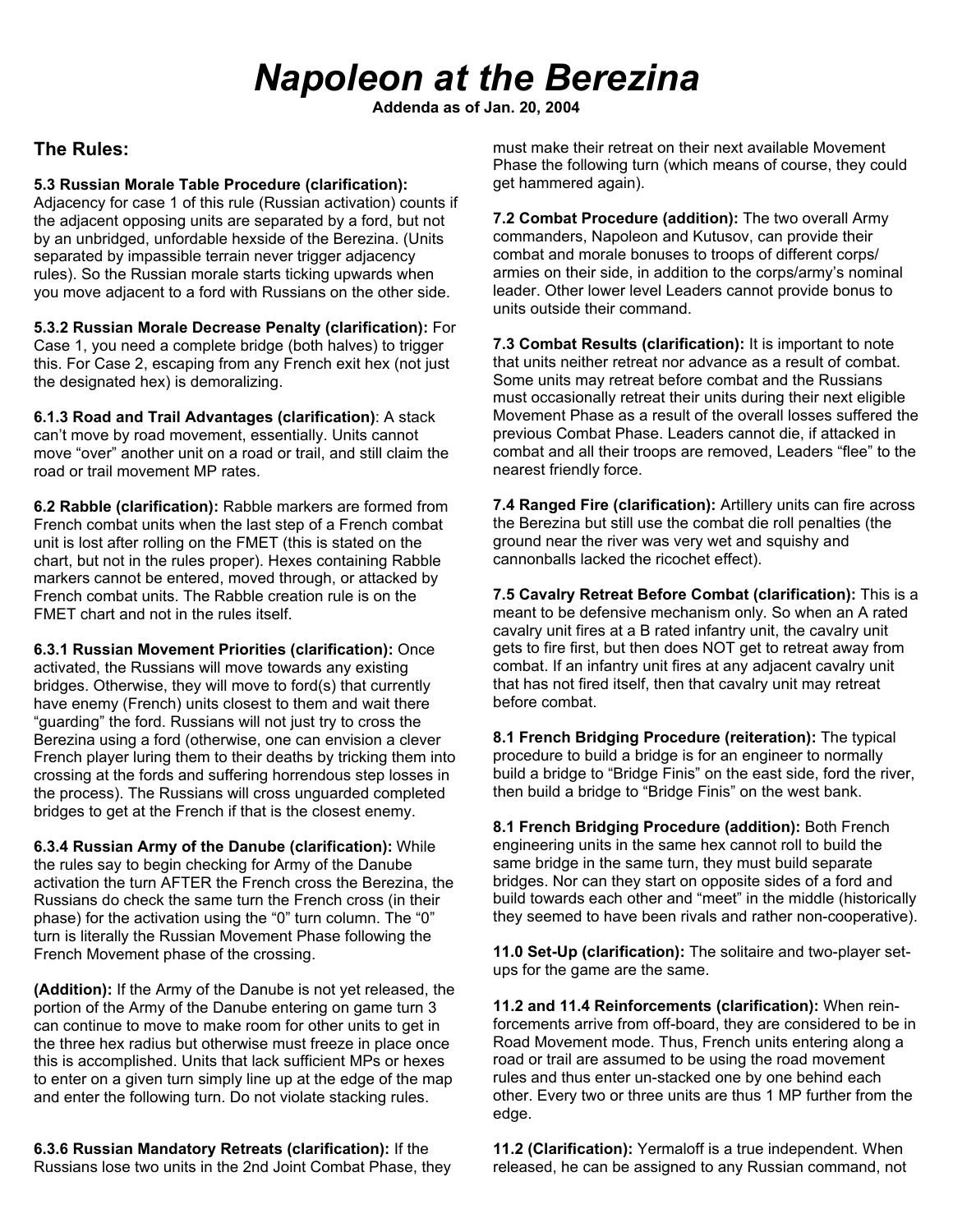# Napoleon at the Berezina

**Addenda as of Jan. 20, 2004**

## The Rules:

**5.3 Russian Morale Table Procedure (clarification):** Adjacency for case 1 of this rule (Russian activation) counts if the adjacent opposing units are separated by a ford, but not by an unbridged, unfordable hexside of the Berezina. (Units separated by impassible terrain never trigger adjacency rules). So the Russian morale starts ticking upwards when you move adjacent to a ford with Russians on the other side.

**5.3.2 Russian Morale Decrease Penalty (clarification):** For Case 1, you need a complete bridge (both halves) to trigger this. For Case 2, escaping from any French exit hex (not just the designated hex) is demoralizing.

**6.1.3 Road and Trail Advantages (clarification)**: A stack can't move by road movement, essentially. Units cannot move "over" another unit on a road or trail, and still claim the road or trail movement MP rates.

**6.2 Rabble (clarification):** Rabble markers are formed from French combat units when the last step of a French combat unit is lost after rolling on the FMET (this is stated on the chart, but not in the rules proper). Hexes containing Rabble markers cannot be entered, moved through, or attacked by French combat units. The Rabble creation rule is on the FMET chart and not in the rules itself.

**6.3.1 Russian Movement Priorities (clarification):** Once activated, the Russians will move towards any existing bridges. Otherwise, they will move to ford(s) that currently have enemy (French) units closest to them and wait there "guarding" the ford. Russians will not just try to cross the Berezina using a ford (otherwise, one can envision a clever French player luring them to their deaths by tricking them into crossing at the fords and suffering horrendous step losses in the process). The Russians will cross unguarded completed bridges to get at the French if that is the closest enemy.

**6.3.4 Russian Army of the Danube (clarification):** While the rules say to begin checking for Army of the Danube activation the turn AFTER the French cross the Berezina, the Russians do check the same turn the French cross (in their phase) for the activation using the "0" turn column. The "0" turn is literally the Russian Movement Phase following the French Movement phase of the crossing.

**(Addition):** If the Army of the Danube is not yet released, the portion of the Army of the Danube entering on game turn 3 can continue to move to make room for other units to get in the three hex radius but otherwise must freeze in place once this is accomplished. Units that lack sufficient MPs or hexes to enter on a given turn simply line up at the edge of the map and enter the following turn. Do not violate stacking rules.

**6.3.6 Russian Mandatory Retreats (clarification):** If the Russians lose two units in the 2nd Joint Combat Phase, they must make their retreat on their next available Movement Phase the following turn (which means of course, they could get hammered again).

**7.2 Combat Procedure (addition):** The two overall Army commanders, Napoleon and Kutusov, can provide their combat and morale bonuses to troops of different corps/ armies on their side, in addition to the corps/army's nominal leader. Other lower level Leaders cannot provide bonus to units outside their command.

**7.3 Combat Results (clarification):** It is important to note that units neither retreat nor advance as a result of combat. Some units may retreat before combat and the Russians must occasionally retreat their units during their next eligible Movement Phase as a result of the overall losses suffered the previous Combat Phase. Leaders cannot die, if attacked in combat and all their troops are removed, Leaders "flee" to the nearest friendly force.

**7.4 Ranged Fire (clarification):** Artillery units can fire across the Berezina but still use the combat die roll penalties (the ground near the river was very wet and squishy and cannonballs lacked the ricochet effect).

**7.5 Cavalry Retreat Before Combat (clarification):** This is a meant to be defensive mechanism only. So when an A rated cavalry unit fires at a B rated infantry unit, the cavalry unit gets to fire first, but then does NOT get to retreat away from combat. If an infantry unit fires at any adjacent cavalry unit that has not fired itself, then that cavalry unit may retreat before combat.

**8.1 French Bridging Procedure (reiteration):** The typical procedure to build a bridge is for an engineer to normally build a bridge to "Bridge Finis" on the east side, ford the river, then build a bridge to "Bridge Finis" on the west bank.

**8.1 French Bridging Procedure (addition):** Both French engineering units in the same hex cannot roll to build the same bridge in the same turn, they must build separate bridges. Nor can they start on opposite sides of a ford and build towards each other and "meet" in the middle (historically they seemed to have been rivals and rather non-cooperative).

**11.0 Set-Up (clarification):** The solitaire and two-player set-ups for the game are the same.

**11.2 and 11.4 Reinforcements (clarification):** When reinforcements arrive from off-board, they are considered to be in Road Movement mode. Thus, French units entering along a road or trail are assumed to be using the road movement rules and thus enter un-stacked one by one behind each other. Every two or three units are thus 1 MP further from the edge.

**11.2 (Clarification):** Yermaloff is a true independent. When released, he can be assigned to any Russian command, not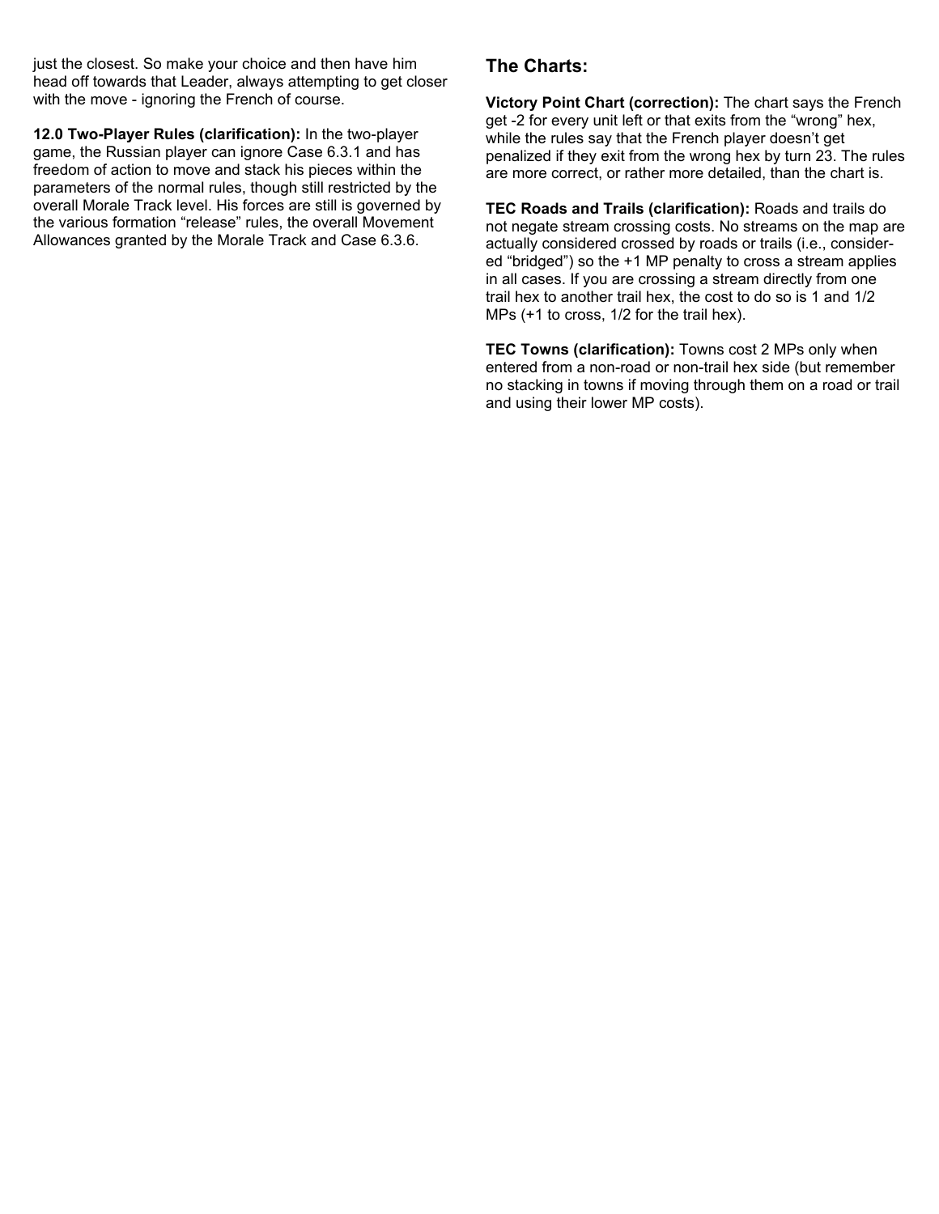just the closest. So make your choice and then have him head off towards that Leader, always attempting to get closer with the move - ignoring the French of course.

**12.0 Two-Player Rules (clarification):** In the two-player game, the Russian player can ignore Case 6.3.1 and has freedom of action to move and stack his pieces within the parameters of the normal rules, though still restricted by the overall Morale Track level. His forces are still is governed by the various formation "release" rules, the overall Movement Allowances granted by the Morale Track and Case 6.3.6.

## The Charts:

**Victory Point Chart (correction):** The chart says the French get -2 for every unit left or that exits from the "wrong" hex, while the rules say that the French player doesn't get penalized if they exit from the wrong hex by turn 23. The rules are more correct, or rather more detailed, than the chart is.

**TEC Roads and Trails (clarification):** Roads and trails do not negate stream crossing costs. No streams on the map are actually considered crossed by roads or trails (i.e., considered "bridged") so the +1 MP penalty to cross a stream applies in all cases. If you are crossing a stream directly from one trail hex to another trail hex, the cost to do so is 1 and 1/2 MPs (+1 to cross, 1/2 for the trail hex).

**TEC Towns (clarification):** Towns cost 2 MPs only when entered from a non-road or non-trail hex side (but remember no stacking in towns if moving through them on a road or trail and using their lower MP costs).